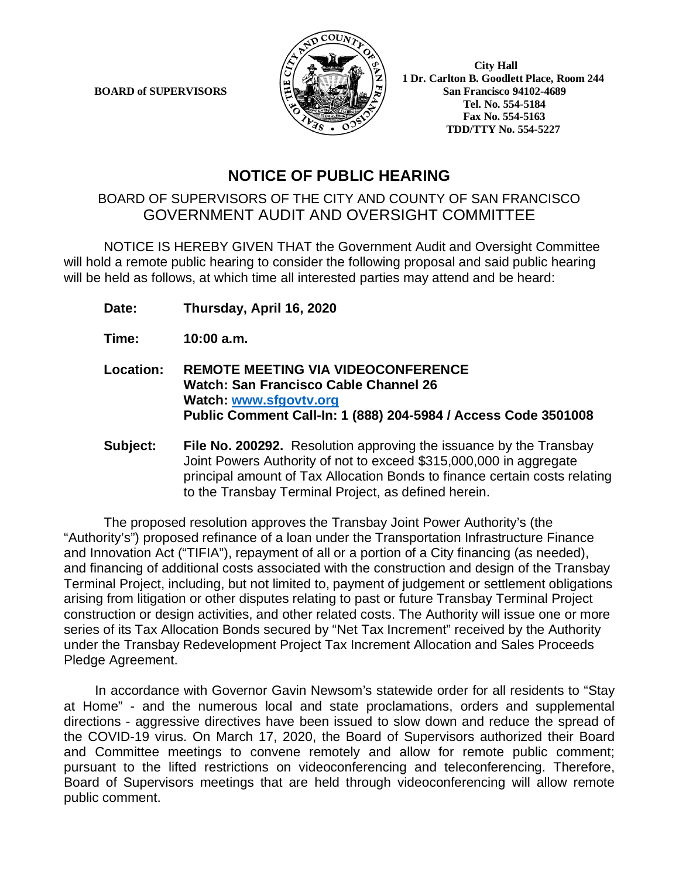**BOARD of SUPERVISORS**

**City Hall**
**1 Dr. Carlton B. Goodlett Place, Room 244**
**San Francisco 94102-4689**
**Tel. No. 554-5184**
**Fax No. 554-5163**
**TDD/TTY No. 554-5227**

# NOTICE OF PUBLIC HEARING

## BOARD OF SUPERVISORS OF THE CITY AND COUNTY OF SAN FRANCISCO
## GOVERNMENT AUDIT AND OVERSIGHT COMMITTEE

NOTICE IS HEREBY GIVEN THAT the Government Audit and Oversight Committee will hold a remote public hearing to consider the following proposal and said public hearing will be held as follows, at which time all interested parties may attend and be heard:

**Date:** **Thursday, April 16, 2020**

**Time:** **10:00 a.m.**

**Location:** **REMOTE MEETING VIA VIDEOCONFERENCE**
**Watch: San Francisco Cable Channel 26**
**Watch: www.sfgovtv.org**
**Public Comment Call-In: 1 (888) 204-5984 / Access Code 3501008**

**Subject:** **File No. 200292.** Resolution approving the issuance by the Transbay Joint Powers Authority of not to exceed $315,000,000 in aggregate principal amount of Tax Allocation Bonds to finance certain costs relating to the Transbay Terminal Project, as defined herein.

The proposed resolution approves the Transbay Joint Power Authority's (the "Authority's") proposed refinance of a loan under the Transportation Infrastructure Finance and Innovation Act ("TIFIA"), repayment of all or a portion of a City financing (as needed), and financing of additional costs associated with the construction and design of the Transbay Terminal Project, including, but not limited to, payment of judgement or settlement obligations arising from litigation or other disputes relating to past or future Transbay Terminal Project construction or design activities, and other related costs. The Authority will issue one or more series of its Tax Allocation Bonds secured by "Net Tax Increment" received by the Authority under the Transbay Redevelopment Project Tax Increment Allocation and Sales Proceeds Pledge Agreement.

In accordance with Governor Gavin Newsom's statewide order for all residents to "Stay at Home" - and the numerous local and state proclamations, orders and supplemental directions - aggressive directives have been issued to slow down and reduce the spread of the COVID-19 virus. On March 17, 2020, the Board of Supervisors authorized their Board and Committee meetings to convene remotely and allow for remote public comment; pursuant to the lifted restrictions on videoconferencing and teleconferencing. Therefore, Board of Supervisors meetings that are held through videoconferencing will allow remote public comment.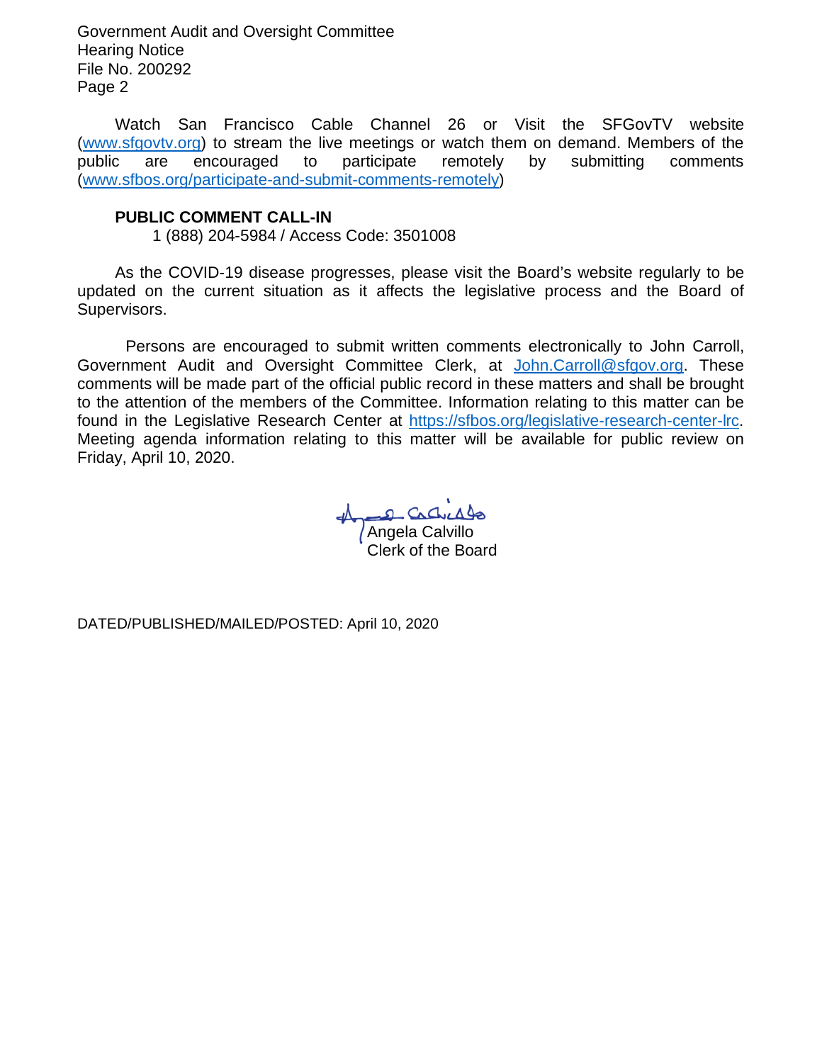Watch San Francisco Cable Channel 26 or Visit the SFGovTV website (www.sfgovtv.org) to stream the live meetings or watch them on demand. Members of the public are encouraged to participate remotely by submitting comments (www.sfbos.org/participate-and-submit-comments-remotely)

**PUBLIC COMMENT CALL-IN**

1 (888) 204-5984 / Access Code: 3501008

As the COVID-19 disease progresses, please visit the Board's website regularly to be updated on the current situation as it affects the legislative process and the Board of Supervisors.

Persons are encouraged to submit written comments electronically to John Carroll, Government Audit and Oversight Committee Clerk, at John.Carroll@sfgov.org. These comments will be made part of the official public record in these matters and shall be brought to the attention of the members of the Committee. Information relating to this matter can be found in the Legislative Research Center at https://sfbos.org/legislative-research-center-lrc. Meeting agenda information relating to this matter will be available for public review on Friday, April 10, 2020.

Angela Calvillo
Clerk of the Board

DATED/PUBLISHED/MAILED/POSTED: April 10, 2020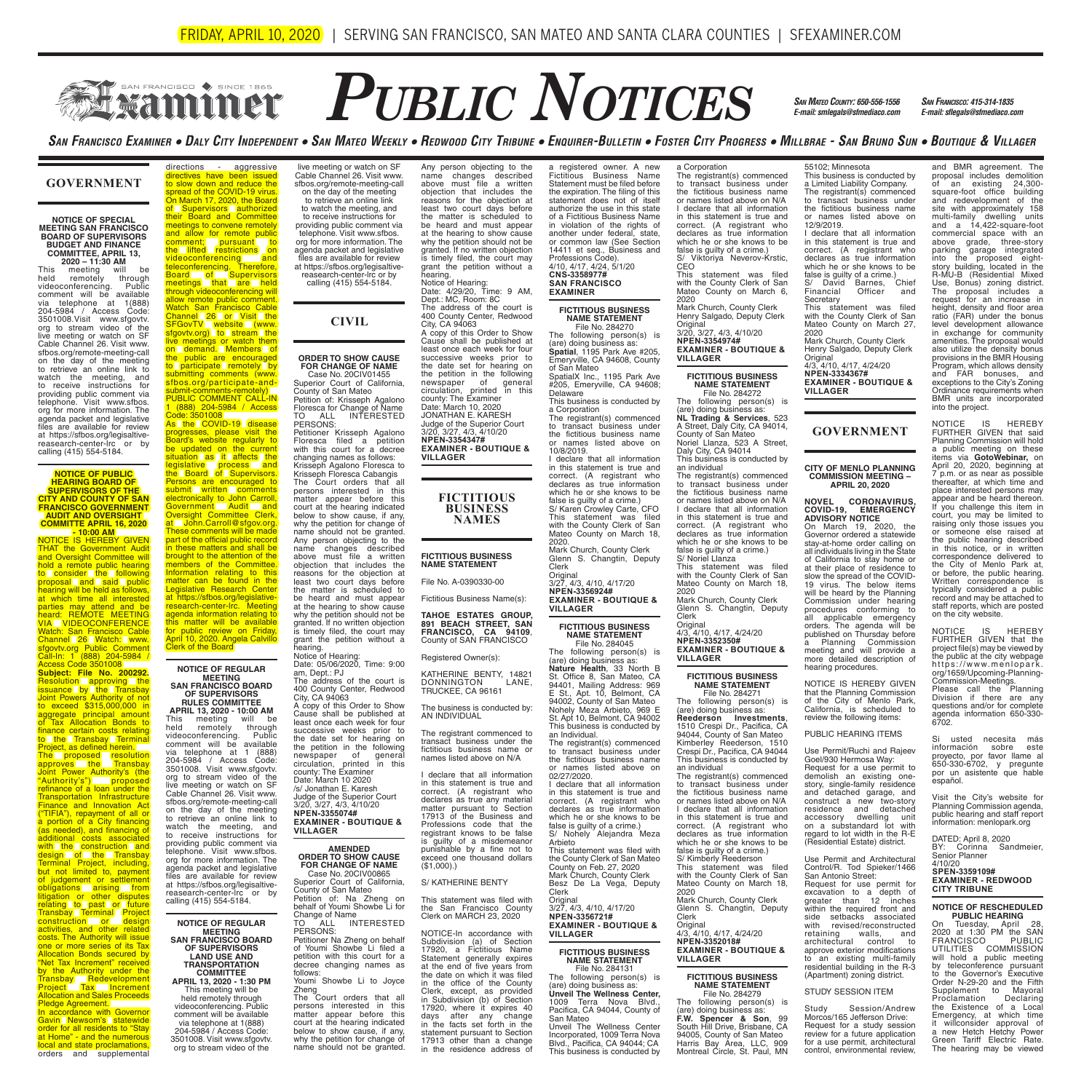# PUBLIC NOTICES

*San Mateo County: 650-556-1556 E-mail: smlegals@sfmediaco.com*

*San Francisco: 415-314-1835 E-mail: sflegals@sfmediaco.com*

*San Francisco Examiner • Daly City Independent • San Mateo Weekly • Redwood City Tribune • Enquirer-Bulletin • Foster City Progress • Millbrae - San Bruno Sun • Boutique & Villager*

## GOVERNMENT

**NOTICE OF SPECIAL MEETING SAN FRANCISCO BOARD OF SUPERVISORS BUDGET AND FINANCE COMMITTEE, APRIL 13, 2020 – 11:30 AM**

This meeting will be held remotely through videoconferencing. Public comment will be available via telephone at 1(888) 204-5984 / Access Code: 3501008.Visit www.sfgovtv.org to stream video of the live meeting or watch on SF Cable Channel 26. Visit www.sfbos.org/remote-meeting-call on the day of the meeting to retrieve an online link to watch the meeting, and to receive instructions for providing public comment via telephone. Visit www.sfbos.org for more information. The agenda packet and legislative files are available for review at https://sfbos.org/legislative-reasearch-center-lrc or by calling (415) 554-5184.

**NOTICE OF PUBLIC HEARING BOARD OF SUPERVISORS OF THE CITY AND COUNTY OF SAN FRANCISCO GOVERNMENT AUDIT AND OVERSIGHT COMMITTE APRIL 16, 2020 - 10:00 AM**

NOTICE IS HEREBY GIVEN THAT the Government Audit and Oversight Committee will hold a remote public hearing to consider the following proposal and said public hearing will be held as follows, at which time all interested parties may attend and be heard: REMOTE MEETING VIA VIDEOCONFERENCE Watch: San Francisco Cable Channel 26 Watch: www.sfgovtv.org Public Comment Call-In: 1 (888) 204-5984 / Access Code 3501008

**Subject: File No. 200292.** Resolution approving the issuance by the Transbay Joint Powers Authority of not to exceed $315,000,000 in aggregate principal amount of Tax Allocation Bonds to finance certain costs relating to the Transbay Terminal Project, as defined herein. The proposed resolution approves the Transbay Joint Power Authority's (the "Authority's") proposed refinance of a loan under the Transportation Infrastructure Finance and Innovation Act ("TIFIA"), repayment of all or a portion of a City financing (as needed), and financing of additional costs associated with the construction and design of the Transbay Terminal Project, including, but not limited to, payment of judgement or settlement obligations arising from litigation or other disputes relating to past or future Transbay Terminal Project construction or design activities, and other related costs. The Authority will issue one or more series of its Tax Allocation Bonds secured by "Net Tax Increment" received by the Authority under the Transbay Redevelopment Project Tax Increment Allocation and Sales Proceeds Pledge Agreement.

In accordance with Governor Gavin Newsom's statewide order for all residents to "Stay at Home" - and the numerous local and state proclamations, orders and supplemental directions - aggressive directives have been issued to slow down and reduce the spread of the COVID-19 virus. On March 17, 2020, the Board of Supervisors authorized their Board and Committee meetings to convene remotely and allow for remote public comment; pursuant to the lifted restrictions on videoconferencing and teleconferencing. Therefore, Board of Supervisors meetings that are held through videoconferencing will allow remote public comment. Watch San Francisco Cable Channel 26 or Visit the SFGovTV website (www.sfgovtv.org) to stream the live meetings or watch them on demand. Members of the public are encouraged to participate remotely by submitting comments (www.sfbos.org/participate-and-submit-comments-remotely) PUBLIC COMMENT CALL-IN 1 (888) 204-5984 / Access Code: 3501008

As the COVID-19 disease progresses, please visit the Board's website regularly to be updated on the current situation as it affects the legislative process and the Board of Supervisors. Persons are encouraged to submit written comments electronically to John Carroll, Government Audit and Oversight Committee Clerk, at John.Carroll@sfgov.org. These comments will be made part of the official public record in these matters and shall be brought to the attention of the members of the Committee. Information relating to this matter can be found in the Legislative Research Center at https://sfbos.org/legislative-research-center-lrc. Meeting agenda information relating to this matter will be available for public review on Friday, April 10, 2020. Angela Calvillo Clerk of the Board

**NOTICE OF REGULAR MEETING SAN FRANCISCO BOARD OF SUPERVISORS RULES COMMITTEE APRIL 13, 2020 - 10:00 AM**

This meeting will be held remotely through videoconferencing. Public comment will be available via telephone at 1 (888) 204-5984 / Access Code: 3501008. Visit www.sfgovtv.org to stream video of the live meeting or watch on SF Cable Channel 26. Visit www.sfbos.org/remote-meeting-call on the day of the meeting to retrieve an online link to watch the meeting, and to receive instructions for providing public comment via telephone. Visit www.sfbos.org for more information. The agenda packet and legislative files are available for review at https://sfbos.org/legislative-reasearch-center-lrc or by calling (415) 554-5184.

**NOTICE OF REGULAR MEETING SAN FRANCISCO BOARD OF SUPERVISORS LAND USE AND TRANSPORTATION COMMITTEE APRIL 13, 2020 - 1:30 PM**

This meeting will be held remotely through videoconferencing. Public comment will be available via telephone at 1(888) 204-5984 / Access Code: 3501008. Visit www.sfgovtv.org to stream video of the live meeting or watch on SF Cable Channel 26. Visit www.sfbos.org/remote-meeting-call on the day of the meeting to retrieve an online link to watch the meeting, and to receive instructions for providing public comment via telephone. Visit www.sfbos.org for more information. The agenda packet and legislative files are available for review at https://sfbos.org/legislative-reasearch-center-lrc or by calling (415) 554-5184.

## CIVIL

**ORDER TO SHOW CAUSE FOR CHANGE OF NAME**
Case No. 20CIV01455
Superior Court of California, County of San Mateo
Petition of: Krisseph Agalono Floresca for Change of Name
TO ALL INTERESTED PERSONS:
Petitioner Krisseph Agalono Floresca filed a petition with this court for a decree changing names as follows:
Krisseph Agalono Floresca to Krisseph Floresca Cabangis
The Court orders that all persons interested in this matter appear before this court at the hearing indicated below to show cause, if any, why the petition for change of name should not be granted. Any person objecting to the name changes described above must file a written objection that includes the reasons for the objection at least two court days before the matter is scheduled to be heard and must appear at the hearing to show cause why the petition should not be granted. If no written objection is timely filed, the court may grant the petition without a hearing.
Notice of Hearing:
Date: 05/06/2020, Time: 9:00 am, Dept.: PJ
The address of the court is 400 County Center, Redwood City, CA 94063
A copy of this Order to Show Cause shall be published at least once each week for four successive weeks prior to the date set for hearing on the petition in the following newspaper of general circulation, printed in this county: The Examiner
Date: March 10 2020
/s/ Jonathan E. Karesh
Judge of the Superior Court
3/20, 3/27, 4/3, 4/10/20
**NPEN-3355074#**
**EXAMINER - BOUTIQUE & VILLAGER**

**AMENDED ORDER TO SHOW CAUSE FOR CHANGE OF NAME**
Case No. 20CIV00865
Superior Court of California, County of San Mateo
Petition of: Na Zheng on behalf of Youmi Showbe Li for Change of Name
TO ALL INTERESTED PERSONS:
Petitioner Na Zheng on behalf of Youmi Showbe Li filed a petition with this court for a decree changing names as follows:
Youmi Showbe Li to Joyce Zheng
The Court orders that all persons interested in this matter appear before this court at the hearing indicated below to show cause, if any, why the petition for change of name should not be granted. Any person objecting to the name changes described above must file a written objection that includes the reasons for the objection at least two court days before the matter is scheduled to be heard and must appear at the hearing to show cause why the petition should not be granted. If no written objection is timely filed, the court may grant the petition without a hearing.
Notice of Hearing:
Date: 4/29/20, Time: 9 AM, Dept.: MC, Room: 8C
The address of the court is 400 County Center, Redwood City, CA 94063
A copy of this Order to Show Cause shall be published at least once each week for four successive weeks prior to the date set for hearing on the petition in the following newspaper of general circulation, printed in this county: The Examiner
Date: March 10, 2020
JONATHAN E. KARESH
Judge of the Superior Court
3/20, 3/27, 4/3, 4/10/20
**NPEN-3354347#**
**EXAMINER - BOUTIQUE & VILLAGER**

## FICTITIOUS BUSINESS NAMES

**FICTITIOUS BUSINESS NAME STATEMENT**

File No. A-0390330-00

Fictitious Business Name(s):

**TAHOE ESTATES GROUP, 891 BEACH STREET, SAN FRANCISCO, CA 94109**, County of SAN FRANCISCO

Registered Owner(s):

KATHERINE BENTY, 14821 DONNINGTON LANE, TRUCKEE, CA 96161

The business is conducted by: AN INDIVIDUAL

The registrant commenced to transact business under the fictitious business name or names listed above on N/A

I declare that all information in this statement is true and correct. (A registrant who declares as true any material matter pursuant to Section 17913 of the Business and Professions code that the registrant knows to be false is guilty of a misdemeanor punishable by a fine not to exceed one thousand dollars ($1,000).)

S/ KATHERINE BENTY

This statement was filed with the San Francisco County Clerk on MARCH 23, 2020

NOTICE-In accordance with Subdivision (a) of Section 17920, a Fictitious Name Statement generally expires at the end of five years from the date on which it was filed in the office of the County Clerk, except, as provided in Subdivision (b) of Section 17920, where it expires 40 days after any change in the facts set forth in the statement pursuant to Section 17913 other than a change in the residence address of a registered owner. A new Fictitious Business Name Statement must be filed before the expiration. The filing of this statement does not of itself authorize the use in this state of a Fictitious Business Name in violation of the rights of another under federal, state, or common law (See Section 14411 et seq., Business and Professions Code).
4/10, 4/17, 4/24, 5/1/20
**CNS-3358977#**
**SAN FRANCISCO EXAMINER**

**FICTITIOUS BUSINESS NAME STATEMENT**
File No. 284270
The following person(s) is (are) doing business as:
**Spatial**, 1195 Park Ave #205, Emeryville, CA 94608, County of San Mateo
SpatialX Inc., 1195 Park Ave #205, Emeryville, CA 94608; Delaware
This business is conducted by a Corporation
The registrant(s) commenced to transact business under the fictitious business name or names listed above on 10/8/2019.
I declare that all information in this statement is true and correct. (A registrant who declares as true information which he or she knows to be false is guilty of a crime.)
S/ Karen Crowley Carte, CFO
This statement was filed with the County Clerk of San Mateo County on March 18, 2020.
Mark Church, County Clerk
Glenn S. Changtin, Deputy Clerk
Original
3/27, 4/3, 4/10, 4/17/20
**NPEN-3356924#**
**EXAMINER - BOUTIQUE & VILLAGER**

**FICTITIOUS BUSINESS NAME STATEMENT**
File No. 284045
The following person(s) is (are) doing business as:
**Nature Health**, 33 North B St. Office 8, San Mateo, CA 94401, Mailing Address: 969 E St., Apt. 10, Belmont, CA 94002, County of San Mateo
Nohely Meza Arbieto, 969 E St. Apt 10, Belmont, CA 94002
This business is conducted by an Individual.
The registrant(s) commenced to transact business under the fictitious business name or names listed above on 02/27/2020.
I declare that all information in this statement is true and correct. (A registrant who declares as true information which he or she knows to be false is guilty of a crime.)
S/ Nohely Alejandra Meza Arbieto
This statement was filed with the County Clerk of San Mateo County on Feb. 27, 2020
Mark Church, County Clerk
Besz De La Vega, Deputy Clerk
Original
3/27, 4/3, 4/10, 4/17/20
**NPEN-3356721#**
**EXAMINER - BOUTIQUE & VILLAGER**

**FICTITIOUS BUSINESS NAME STATEMENT**
File No. 284131
The following person(s) is (are) doing business as:
**Unveil The Wellness Center,** 1009 Terra Nova Blvd., Pacifica, CA 94044, County of San Mateo
Unveil The Wellness Center Incorporated, 1009 Terra Nova Blvd., Pacifica, CA 94044; CA
This business is conducted by a Corporation
The registrant(s) commenced to transact business under the fictitious business name or names listed above on N/A
I declare that all information in this statement is true and correct. (A registrant who declares as true information which he or she knows to be false is guilty of a crime.)
S/ Viktoriya Neverov-Krstic, CEO
This statement was filed with the County Clerk of San Mateo County on March 6, 2020
Mark Church, County Clerk
Henry Salgado, Deputy Clerk
Original
3/20, 3/27, 4/3, 4/10/20
**NPEN-3354974#**
**EXAMINER - BOUTIQUE & VILLAGER**

**FICTITIOUS BUSINESS NAME STATEMENT**
File No. 284272
The following person(s) is (are) doing business as:
**NL Trading & Services**, 523 A Street, Daly City, CA 94014, County of San Mateo
Noriel Llanza, 523 A Street, Daly City, CA 94014
This business is conducted by an individual
The registrant(s) commenced to transact business under the fictitious business name or names listed above on N/A
I declare that all information in this statement is true and correct. (A registrant who declares as true information which he or she knows to be false is guilty of a crime.)
S/ Noriel Llanza
This statement was filed with the County Clerk of San Mateo County on March 18, 2020
Mark Church, County Clerk
Glenn S. Changtin, Deputy Clerk
Original
4/3, 4/10, 4/17, 4/24/20
**NPEN-3352350#**
**EXAMINER - BOUTIQUE & VILLAGER**

**FICTITIOUS BUSINESS NAME STATEMENT**
File No. 284271
The following person(s) is (are) doing business as:
**Reederson Investments**, 1510 Crespi Dr., Pacifica, CA 94044, County of San Mateo
Kimberley Reederson, 1510 Crespi Dr., Pacifica, CA 94044
This business is conducted by an individual
The registrant(s) commenced to transact business under the fictitious business name or names listed above on N/A
I declare that all information in this statement is true and correct. (A registrant who declares as true information which he or she knows to be false is guilty of a crime.)
S/ Kimberly Reederson
This statement was filed with the County Clerk of San Mateo County on March 18, 2020
Mark Church, County Clerk
Glenn S. Changtin, Deputy Clerk
Original
4/3, 4/10, 4/17, 4/24/20
**NPEN-3352018#**
**EXAMINER - BOUTIQUE & VILLAGER**

**FICTITIOUS BUSINESS NAME STATEMENT**
File No. 284279
The following person(s) is (are) doing business as:
**F.W. Spencer & Son**, 99 South Hill Drive, Brisbane, CA 94005, County of San Mateo
Harris Bay Area, LLC, 909 Montreal Circle, St. Paul, MN 55102; Minnesota
This business is conducted by a Limited Liability Company.
The registrant(s) commenced to transact business under the fictitious business name or names listed above on 12/9/2019.
I declare that all information in this statement is true and correct. (A registrant who declares as true information which he or she knows to be false is guilty of a crime.)
S/ David Barnes, Chief Financial Officer and Secretary
This statement was filed with the County Clerk of San Mateo County on March 27, 2020
Mark Church, County Clerk
Henry Salgado, Deputy Clerk
Original
4/3, 4/10, 4/17, 4/24/20
**NPEN-3334367#**
**EXAMINER - BOUTIQUE & VILLAGER**

## GOVERNMENT

**CITY OF MENLO PLANNING COMMISSION MEETING – APRIL 20, 2020**

**NOVEL CORONAVIRUS, COVID-19, EMERGENCY ADVISORY NOTICE**
On March 19, 2020, the Governor ordered a statewide stay-at-home order calling on all individuals living in the State of California to stay home or at their place of residence to slow the spread of the COVID-19 virus. The below items will be heard by the Planning Commission under hearing procedures conforming to all applicable emergency orders. The agenda will be published on Thursday before a Planning Commission meeting and will provide a more detailed description of hearing procedures.

NOTICE IS HEREBY GIVEN that the Planning Commission of the City of Menlo Park, California, is scheduled to review the following items:

PUBLIC HEARING ITEMS

Use Permit/Ruchi and Rajeev Goel/930 Hermosa Way:
Request for a use permit to demolish an existing one-story, single-family residence and detached garage, and construct a new two-story residence and detached accessory dwelling unit on a substandard lot with regard to lot width in the R-E (Residential Estate) district.

Use Permit and Architectural Control/R. Tod Spieker/1466 San Antonio Street:
Request for use permit for excavation to a depth of greater than 12 inches within the required front and side setbacks associated with revised/reconstructed retaining walls, and architectural control to approve exterior modifications to an existing multi-family residential building in the R-3 (Apartment) zoning district.

STUDY SESSION ITEM

Study Session/Andrew Morcos/165 Jefferson Drive:
Request for a study session review for a future application for a use permit, architectural control, environmental review, and BMR agreement. The proposal includes demolition of an existing 24,300-square-foot office building and redevelopment of the site with approximately 158 multi-family dwelling units and a 14,422-square-foot commercial space with an above grade, three-story parking garage integrated into the proposed eight-story building, located in the R-MU-B (Residential Mixed Use, Bonus) zoning district. The proposal includes a request for an increase in height, density and floor area ratio (FAR) under the bonus level development allowance in exchange for community amenities. The proposal would also utilize the density bonus provisions in the BMR Housing Program, which allows density and FAR bonuses, and exceptions to the City's Zoning Ordinance requirements when BMR units are incorporated into the project.

NOTICE IS HEREBY FURTHER GIVEN that said Planning Commission will hold a public meeting on these items via **GotoWebinar**, on April 20, 2020, beginning at 7 p.m. or as near as possible thereafter, at which time and place interested persons may appear and be heard thereon. If you challenge this item in court, you may be limited to raising only those issues you or someone else raised at the public hearing described in this notice, or in written correspondence delivered to the City of Menlo Park at, or before, the public hearing. Written correspondence is typically considered a public record and may be attached to staff reports, which are posted on the city website.

NOTICE IS HEREBY FURTHER GIVEN that the project file(s) may be viewed by the public at the city webpage https://www.menlopark.org/1659/Upcoming-Planning-Commission-Meetings.
Please call the Planning Division if there are any questions and/or for complete agenda information 650-330-6702.

Si usted necesita más información sobre este proyecto, por favor llame al 650-330-6702, y pregunte por un asistente que hable español.

Visit the City's website for Planning Commission agenda, public hearing and staff report information: menlopark.org

DATED: April 8, 2020
BY: Corinna Sandmeier, Senior Planner
4/10/20
**SPEN-3359109#**
**EXAMINER - REDWOOD CITY TRIBUNE**

**NOTICE OF RESCHEDULED PUBLIC HEARING**
On Tuesday, April 28, 2020 at 1:30 PM the SAN FRANCISCO PUBLIC UTILITIES COMMISSION will hold a public meeting by teleconference pursuant to the Governor's Executive Order N-29-20 and the Fifth Supplement to Mayoral Proclamation Declaring the Existence of a Local Emergency, at which time it willconsider approval of a new Hetch Hetchy Power Green Tariff Electric Rate. The hearing may be viewed